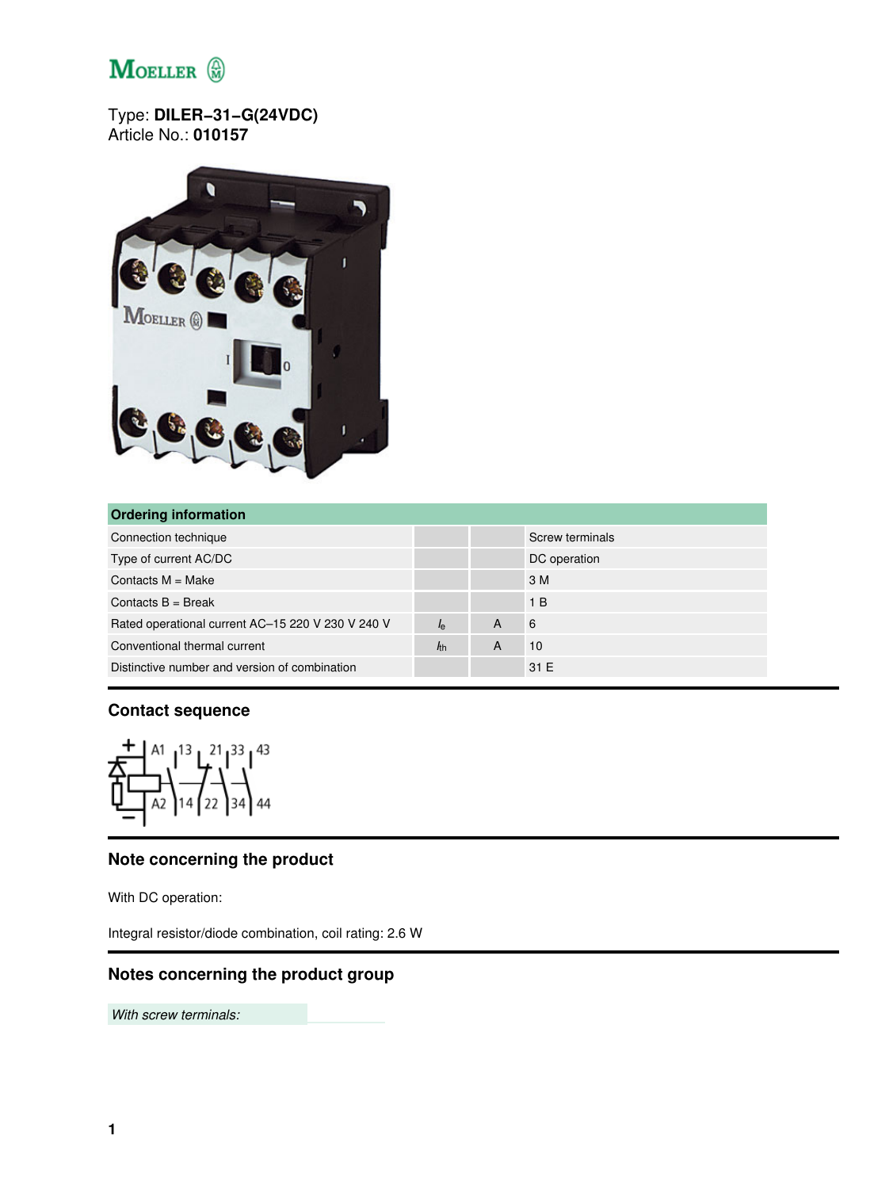Type: **DILER−31−G(24VDC)**
Article No.: **010157**

| Ordering information | | | |
|---|---|---|---|
| Connection technique | | | Screw terminals |
| Type of current AC/DC | | | DC operation |
| Contacts M = Make | | | 3 M |
| Contacts B = Break | | | 1 B |
| Rated operational current AC–15 220 V 230 V 240 V | $I_e$ | A | 6 |
| Conventional thermal current | $I_{th}$ | A | 10 |
| Distinctive number and version of combination | | | 31 E |

## Contact sequence

## Note concerning the product

With DC operation:

Integral resistor/diode combination, coil rating: 2.6 W

## Notes concerning the product group

*With screw terminals:*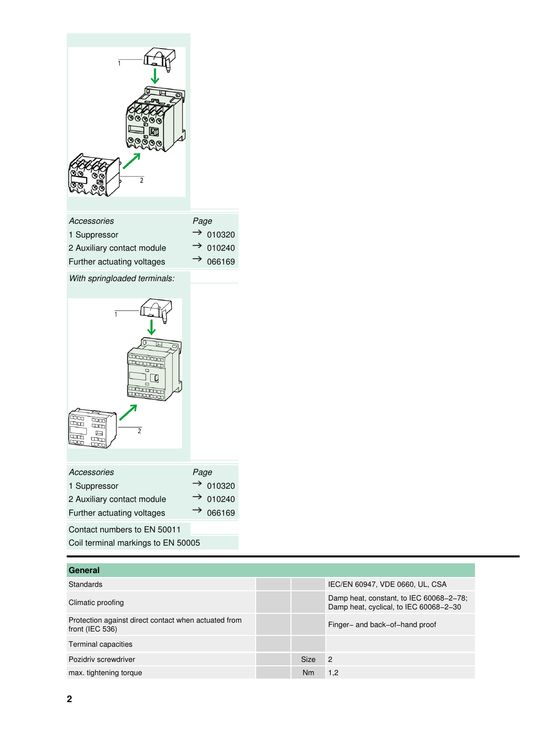| *Accessories* | *Page* |
|---|---|
| 1 Suppressor | → 010320 |
| 2 Auxiliary contact module | → 010240 |
| Further actuating voltages | → 066169 |

*With springloaded terminals:*

| *Accessories* | *Page* |
|---|---|
| 1 Suppressor | → 010320 |
| 2 Auxiliary contact module | → 010240 |
| Further actuating voltages | → 066169 |

Contact numbers to EN 50011

Coil terminal markings to EN 50005

| **General** | | | |
|---|---|---|---|
| Standards | | | IEC/EN 60947, VDE 0660, UL, CSA |
| Climatic proofing | | | Damp heat, constant, to IEC 60068–2–78; Damp heat, cyclical, to IEC 60068–2–30 |
| Protection against direct contact when actuated from front (IEC 536) | | | Finger– and back–of–hand proof |
| Terminal capacities | | | |
| Pozidriv screwdriver | | Size | 2 |
| max. tightening torque | | Nm | 1,2 |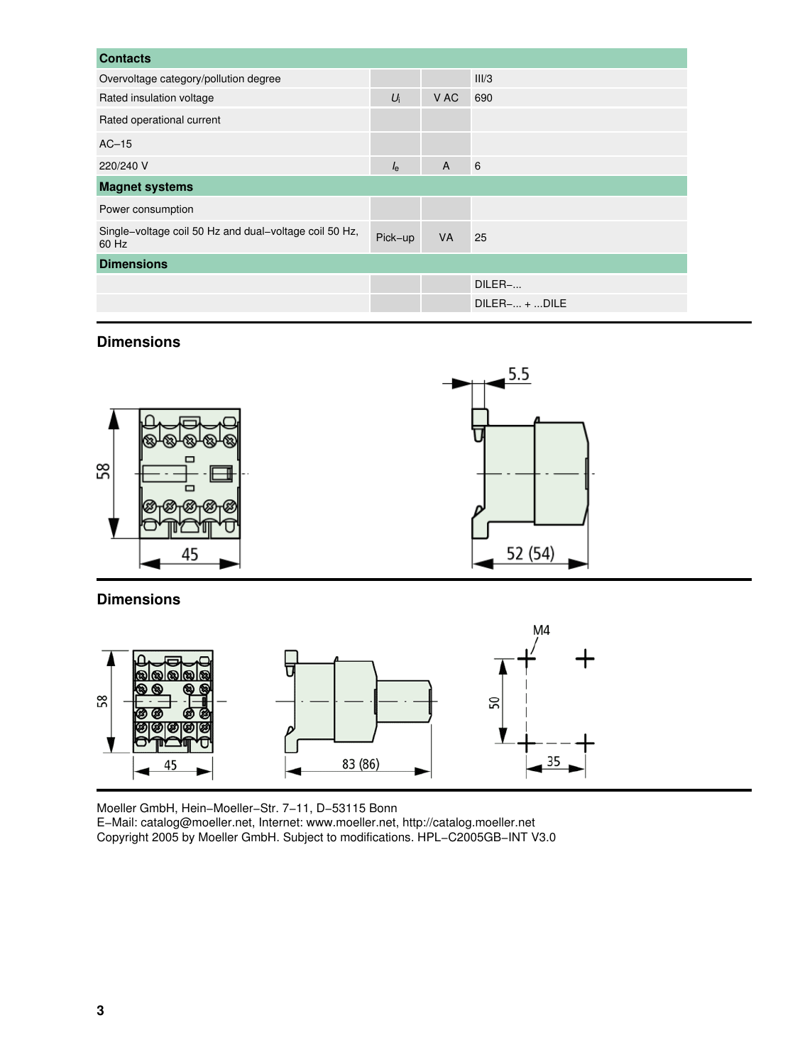| | | | |
|---|---|---|---|
| **Contacts** | | | |
| Overvoltage category/pollution degree | | | III/3 |
| Rated insulation voltage | $U_i$ | V AC | 690 |
| Rated operational current | | | |
| AC−15 | | | |
| 220/240 V | $I_e$ | A | 6 |
| **Magnet systems** | | | |
| Power consumption | | | |
| Single−voltage coil 50 Hz and dual−voltage coil 50 Hz, 60 Hz | Pick−up | VA | 25 |
| **Dimensions** | | | |
| | | | DILER−... |
| | | | DILER−... + ...DILE |

## Dimensions

5.5

58

45

52 (54)

## Dimensions

58

45

83 (86)

M4

50

35

Moeller GmbH, Hein−Moeller−Str. 7−11, D−53115 Bonn
E−Mail: catalog@moeller.net, Internet: www.moeller.net, http://catalog.moeller.net
Copyright 2005 by Moeller GmbH. Subject to modifications. HPL−C2005GB−INT V3.0